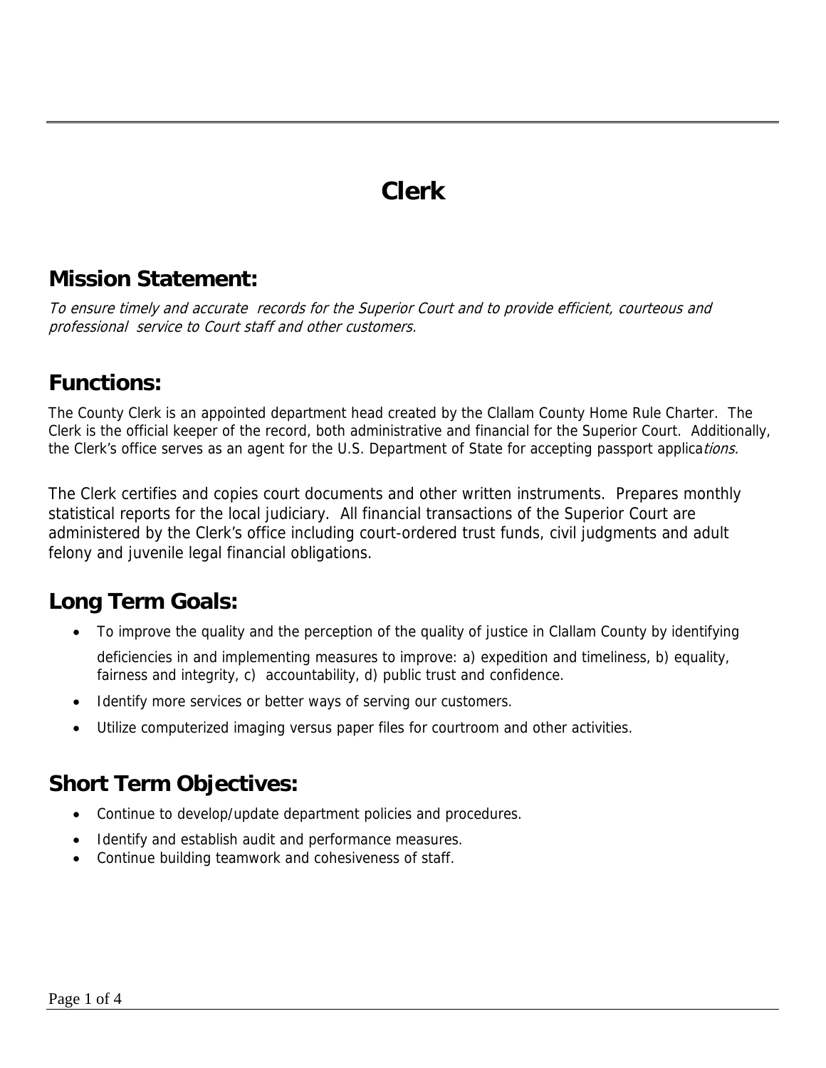# Clerk

## Mission Statement:

*To ensure timely and accurate records for the Superior Court and to provide efficient, courteous and professional service to Court staff and other customers.*

## Functions:

The County Clerk is an appointed department head created by the Clallam County Home Rule Charter. The Clerk is the official keeper of the record, both administrative and financial for the Superior Court. Additionally, the Clerk's office serves as an agent for the U.S. Department of State for accepting passport applications.

The Clerk certifies and copies court documents and other written instruments. Prepares monthly statistical reports for the local judiciary. All financial transactions of the Superior Court are administered by the Clerk's office including court-ordered trust funds, civil judgments and adult felony and juvenile legal financial obligations.

## Long Term Goals:

- To improve the quality and the perception of the quality of justice in Clallam County by identifying deficiencies in and implementing measures to improve: a) expedition and timeliness, b) equality, fairness and integrity, c) accountability, d) public trust and confidence.
- Identify more services or better ways of serving our customers.
- Utilize computerized imaging versus paper files for courtroom and other activities.

## Short Term Objectives:

- Continue to develop/update department policies and procedures.
- Identify and establish audit and performance measures.
- Continue building teamwork and cohesiveness of staff.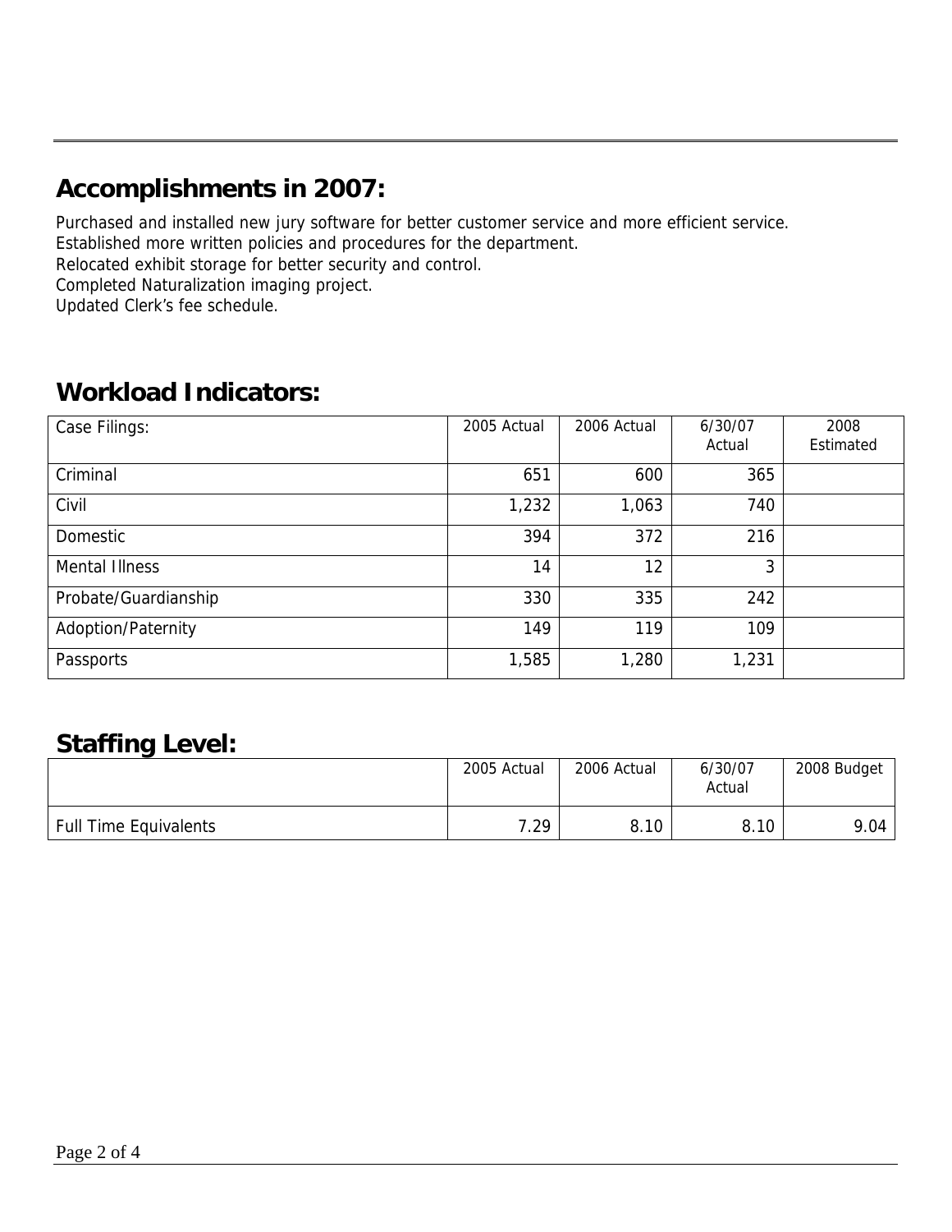## Accomplishments in 2007:

Purchased and installed new jury software for better customer service and more efficient service.
Established more written policies and procedures for the department.
Relocated exhibit storage for better security and control.
Completed Naturalization imaging project.
Updated Clerk's fee schedule.

## Workload Indicators:

| Case Filings: | 2005 Actual | 2006 Actual | 6/30/07 Actual | 2008 Estimated |
|---|---|---|---|---|
| Criminal | 651 | 600 | 365 | |
| Civil | 1,232 | 1,063 | 740 | |
| Domestic | 394 | 372 | 216 | |
| Mental Illness | 14 | 12 | 3 | |
| Probate/Guardianship | 330 | 335 | 242 | |
| Adoption/Paternity | 149 | 119 | 109 | |
| Passports | 1,585 | 1,280 | 1,231 | |

## Staffing Level:

| | 2005 Actual | 2006 Actual | 6/30/07 Actual | 2008 Budget |
|---|---|---|---|---|
| Full Time Equivalents | 7.29 | 8.10 | 8.10 | 9.04 |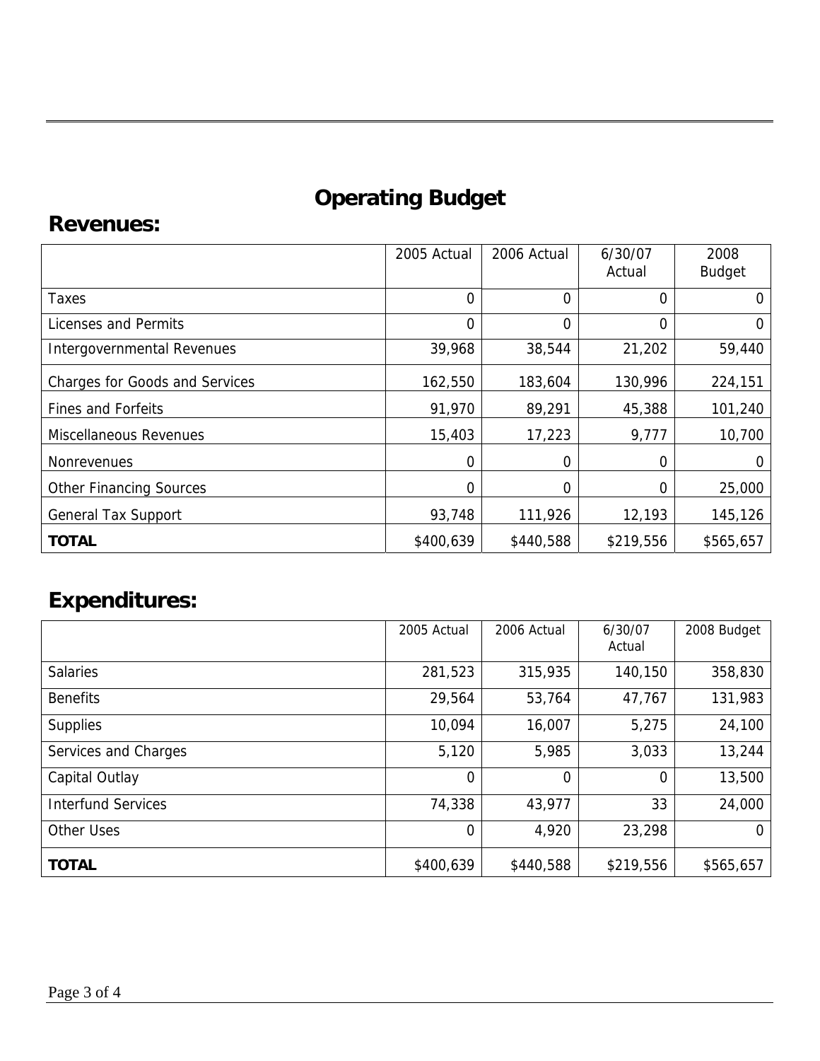# Operating Budget

## Revenues:

| | 2005 Actual | 2006 Actual | 6/30/07 Actual | 2008 Budget |
|---|---|---|---|---|
| Taxes | 0 | 0 | 0 | 0 |
| Licenses and Permits | 0 | 0 | 0 | 0 |
| Intergovernmental Revenues | 39,968 | 38,544 | 21,202 | 59,440 |
| Charges for Goods and Services | 162,550 | 183,604 | 130,996 | 224,151 |
| Fines and Forfeits | 91,970 | 89,291 | 45,388 | 101,240 |
| Miscellaneous Revenues | 15,403 | 17,223 | 9,777 | 10,700 |
| Nonrevenues | 0 | 0 | 0 | 0 |
| Other Financing Sources | 0 | 0 | 0 | 25,000 |
| General Tax Support | 93,748 | 111,926 | 12,193 | 145,126 |
| **TOTAL** | $400,639 | $440,588 | $219,556 | $565,657 |

## Expenditures:

| | 2005 Actual | 2006 Actual | 6/30/07 Actual | 2008 Budget |
|---|---|---|---|---|
| Salaries | 281,523 | 315,935 | 140,150 | 358,830 |
| Benefits | 29,564 | 53,764 | 47,767 | 131,983 |
| Supplies | 10,094 | 16,007 | 5,275 | 24,100 |
| Services and Charges | 5,120 | 5,985 | 3,033 | 13,244 |
| Capital Outlay | 0 | 0 | 0 | 13,500 |
| Interfund Services | 74,338 | 43,977 | 33 | 24,000 |
| Other Uses | 0 | 4,920 | 23,298 | 0 |
| **TOTAL** | $400,639 | $440,588 | $219,556 | $565,657 |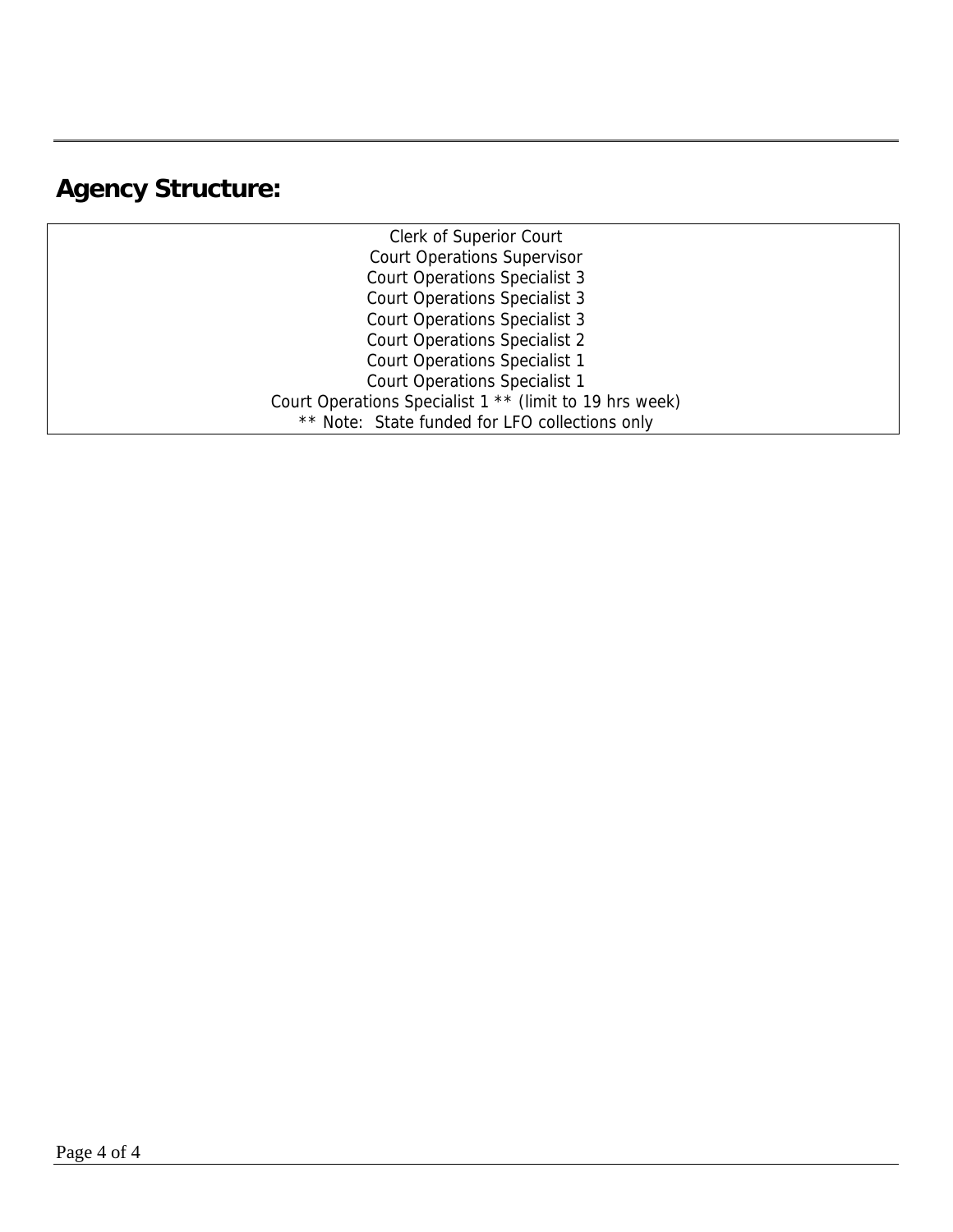## Agency Structure:

| |
|---|
| Clerk of Superior Court |
| Court Operations Supervisor |
| Court Operations Specialist 3 |
| Court Operations Specialist 3 |
| Court Operations Specialist 3 |
| Court Operations Specialist 2 |
| Court Operations Specialist 1 |
| Court Operations Specialist 1 |
| Court Operations Specialist 1 ** (limit to 19 hrs week) |
| ** Note: State funded for LFO collections only |